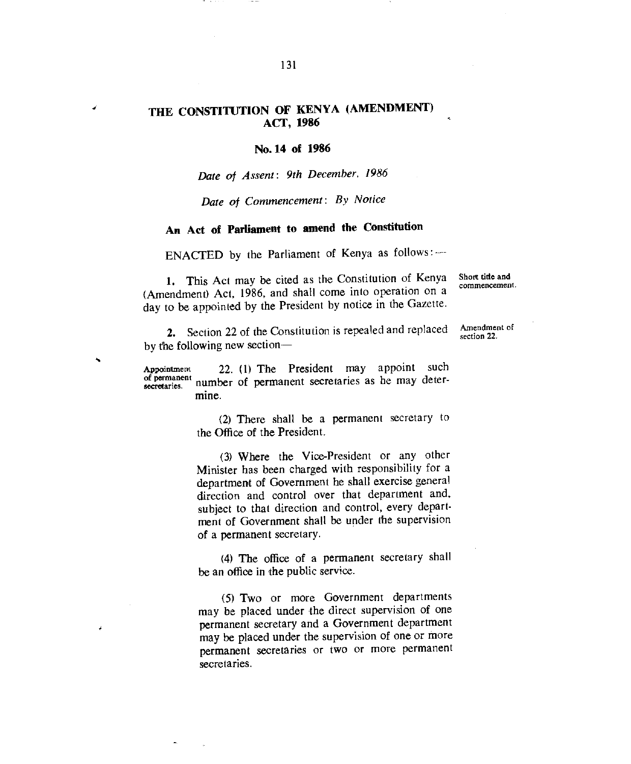# THE CONSTITUTION OF KENYA (AMENDMENT) ACT, 1986

## No. 14 of 1986

*Date of Assent: 9th December, 1986*

*Date of Commencement: By Notice*

### An Act of Parliament to amend the Constitution

ENACTED by the Parliament of Kenya as follows:—

Short title and commencement.

1. This Act may be cited as the Constitution of Kenya (Amendment) Act, 1986, and shall come into operation on a day to be appointed by the President by notice in the Gazette.

Amendment of section 22.

2. Section 22 of the Constitution is repealed and replaced by the following new section—

Appointment of permanent secretaries.

22. (1) The President may appoint such number of permanent secretaries as he may determine.

(2) There shall be a permanent secretary to the Office of the President.

(3) Where the Vice-President or any other Minister has been charged with responsibility for a department of Government he shall exercise general direction and control over that department and, subject to that direction and control, every department of Government shall be under the supervision of a permanent secretary.

(4) The office of a permanent secretary shall be an office in the public service.

(5) Two or more Government departments may be placed under the direct supervision of one permanent secretary and a Government department may be placed under the supervision of one or more permanent secretaries or two or more permanent secretaries.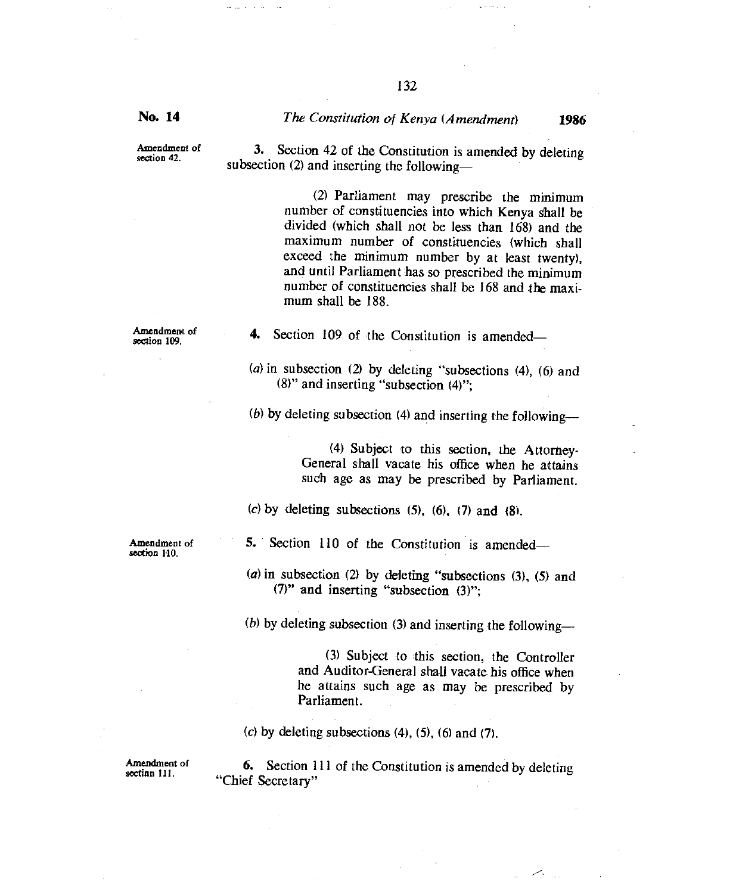Amendment of section 42.

**3.** Section 42 of the Constitution is amended by deleting subsection (2) and inserting the following—

> (2) Parliament may prescribe the minimum number of constituencies into which Kenya shall be divided (which shall not be less than 168) and the maximum number of constituencies (which shall exceed the minimum number by at least twenty), and until Parliament has so prescribed the minimum number of constituencies shall be 168 and the maximum shall be 188.

Amendment of section 109.

**4.** Section 109 of the Constitution is amended—

(*a*) in subsection (2) by deleting "subsections (4), (6) and (8)" and inserting "subsection (4)";

(*b*) by deleting subsection (4) and inserting the following—

> (4) Subject to this section, the Attorney-General shall vacate his office when he attains such age as may be prescribed by Parliament.

(*c*) by deleting subsections (5), (6), (7) and (8).

Amendment of section 110.

**5.** Section 110 of the Constitution is amended—

(*a*) in subsection (2) by deleting "subsections (3), (5) and (7)" and inserting "subsection (3)";

(*b*) by deleting subsection (3) and inserting the following—

> (3) Subject to this section, the Controller and Auditor-General shall vacate his office when he attains such age as may be prescribed by Parliament.

(*c*) by deleting subsections (4), (5), (6) and (7).

Amendment of section 111.

**6.** Section 111 of the Constitution is amended by deleting "Chief Secretary"